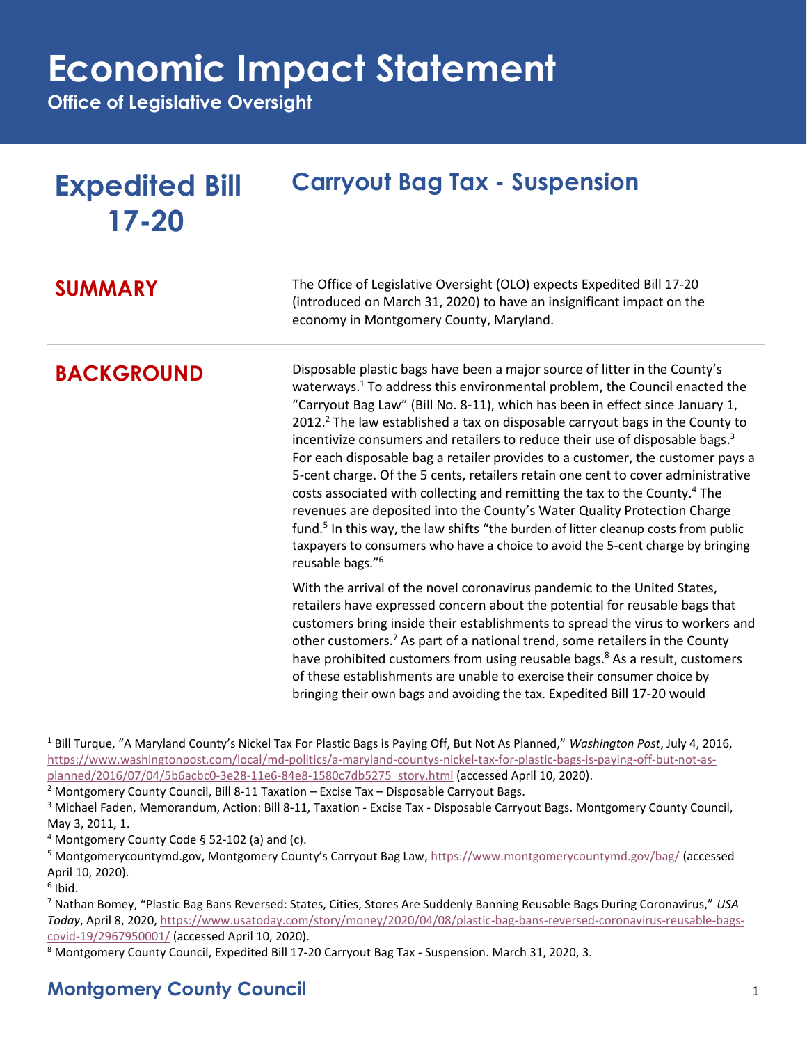# Economic Impact Statement

**Office of Legislative Oversight**

## Expedited Bill 17-20

## Carryout Bag Tax - Suspension

### SUMMARY

The Office of Legislative Oversight (OLO) expects Expedited Bill 17-20 (introduced on March 31, 2020) to have an insignificant impact on the economy in Montgomery County, Maryland.

### BACKGROUND

Disposable plastic bags have been a major source of litter in the County's waterways.[1] To address this environmental problem, the Council enacted the "Carryout Bag Law" (Bill No. 8-11), which has been in effect since January 1, 2012.[2] The law established a tax on disposable carryout bags in the County to incentivize consumers and retailers to reduce their use of disposable bags.[3] For each disposable bag a retailer provides to a customer, the customer pays a 5-cent charge. Of the 5 cents, retailers retain one cent to cover administrative costs associated with collecting and remitting the tax to the County.[4] The revenues are deposited into the County's Water Quality Protection Charge fund.[5] In this way, the law shifts "the burden of litter cleanup costs from public taxpayers to consumers who have a choice to avoid the 5-cent charge by bringing reusable bags."[6]

With the arrival of the novel coronavirus pandemic to the United States, retailers have expressed concern about the potential for reusable bags that customers bring inside their establishments to spread the virus to workers and other customers.[7] As part of a national trend, some retailers in the County have prohibited customers from using reusable bags.[8] As a result, customers of these establishments are unable to exercise their consumer choice by bringing their own bags and avoiding the tax. Expedited Bill 17-20 would

---

[1] Bill Turque, "A Maryland County's Nickel Tax For Plastic Bags is Paying Off, But Not As Planned," *Washington Post*, July 4, 2016, https://www.washingtonpost.com/local/md-politics/a-maryland-countys-nickel-tax-for-plastic-bags-is-paying-off-but-not-as-planned/2016/07/04/5b6acbc0-3e28-11e6-84e8-1580c7db5275_story.html (accessed April 10, 2020).

[2] Montgomery County Council, Bill 8-11 Taxation – Excise Tax – Disposable Carryout Bags.

[3] Michael Faden, Memorandum, Action: Bill 8-11, Taxation - Excise Tax - Disposable Carryout Bags. Montgomery County Council, May 3, 2011, 1.

[4] Montgomery County Code § 52-102 (a) and (c).

[5] Montgomerycountymd.gov, Montgomery County's Carryout Bag Law, https://www.montgomerycountymd.gov/bag/ (accessed April 10, 2020).

[6] Ibid.

[7] Nathan Bomey, "Plastic Bag Bans Reversed: States, Cities, Stores Are Suddenly Banning Reusable Bags During Coronavirus," *USA Today*, April 8, 2020, https://www.usatoday.com/story/money/2020/04/08/plastic-bag-bans-reversed-coronavirus-reusable-bags-covid-19/2967950001/ (accessed April 10, 2020).

[8] Montgomery County Council, Expedited Bill 17-20 Carryout Bag Tax - Suspension. March 31, 2020, 3.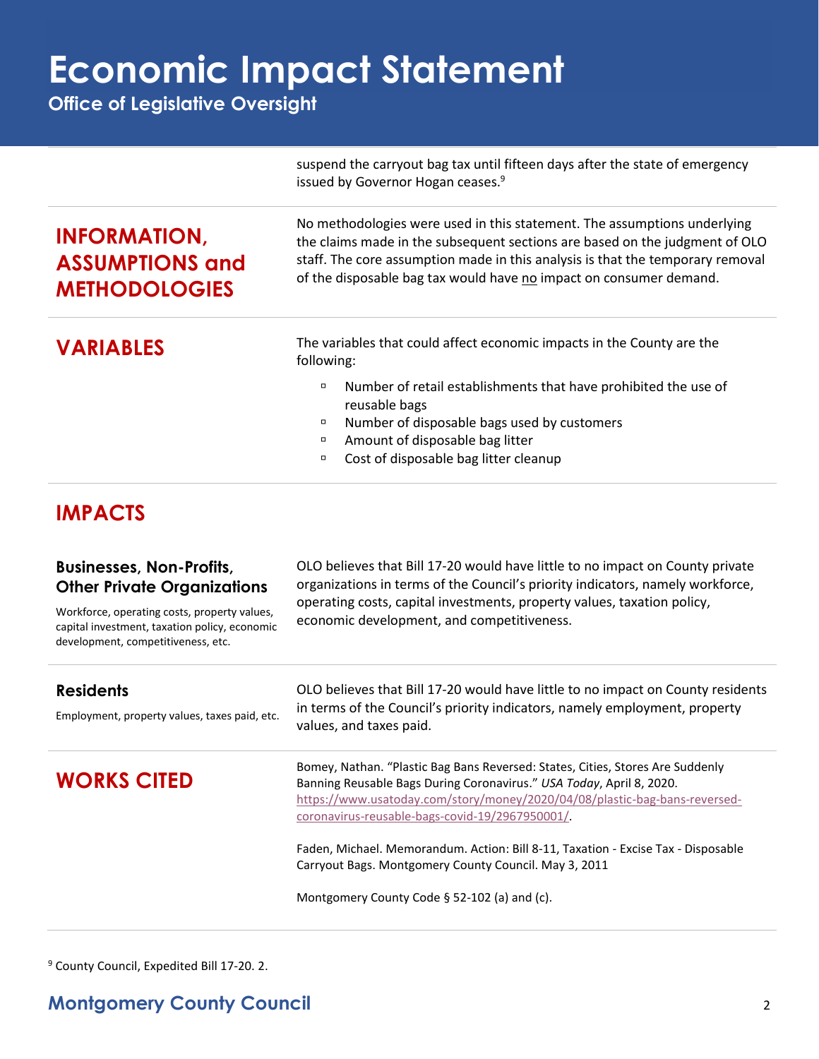suspend the carryout bag tax until fifteen days after the state of emergency issued by Governor Hogan ceases.[9]

## INFORMATION, ASSUMPTIONS and METHODOLOGIES

No methodologies were used in this statement. The assumptions underlying the claims made in the subsequent sections are based on the judgment of OLO staff. The core assumption made in this analysis is that the temporary removal of the disposable bag tax would have no impact on consumer demand.

## VARIABLES

The variables that could affect economic impacts in the County are the following:

- Number of retail establishments that have prohibited the use of reusable bags
- Number of disposable bags used by customers
- Amount of disposable bag litter
- Cost of disposable bag litter cleanup

## IMPACTS

### Businesses, Non-Profits, Other Private Organizations

Workforce, operating costs, property values, capital investment, taxation policy, economic development, competitiveness, etc.

OLO believes that Bill 17-20 would have little to no impact on County private organizations in terms of the Council's priority indicators, namely workforce, operating costs, capital investments, property values, taxation policy, economic development, and competitiveness.

### Residents

Employment, property values, taxes paid, etc.

OLO believes that Bill 17-20 would have little to no impact on County residents in terms of the Council's priority indicators, namely employment, property values, and taxes paid.

## WORKS CITED

Bomey, Nathan. "Plastic Bag Bans Reversed: States, Cities, Stores Are Suddenly Banning Reusable Bags During Coronavirus." *USA Today*, April 8, 2020. https://www.usatoday.com/story/money/2020/04/08/plastic-bag-bans-reversed-coronavirus-reusable-bags-covid-19/2967950001/.

Faden, Michael. Memorandum. Action: Bill 8-11, Taxation - Excise Tax - Disposable Carryout Bags. Montgomery County Council. May 3, 2011

Montgomery County Code § 52-102 (a) and (c).

[9] County Council, Expedited Bill 17-20. 2.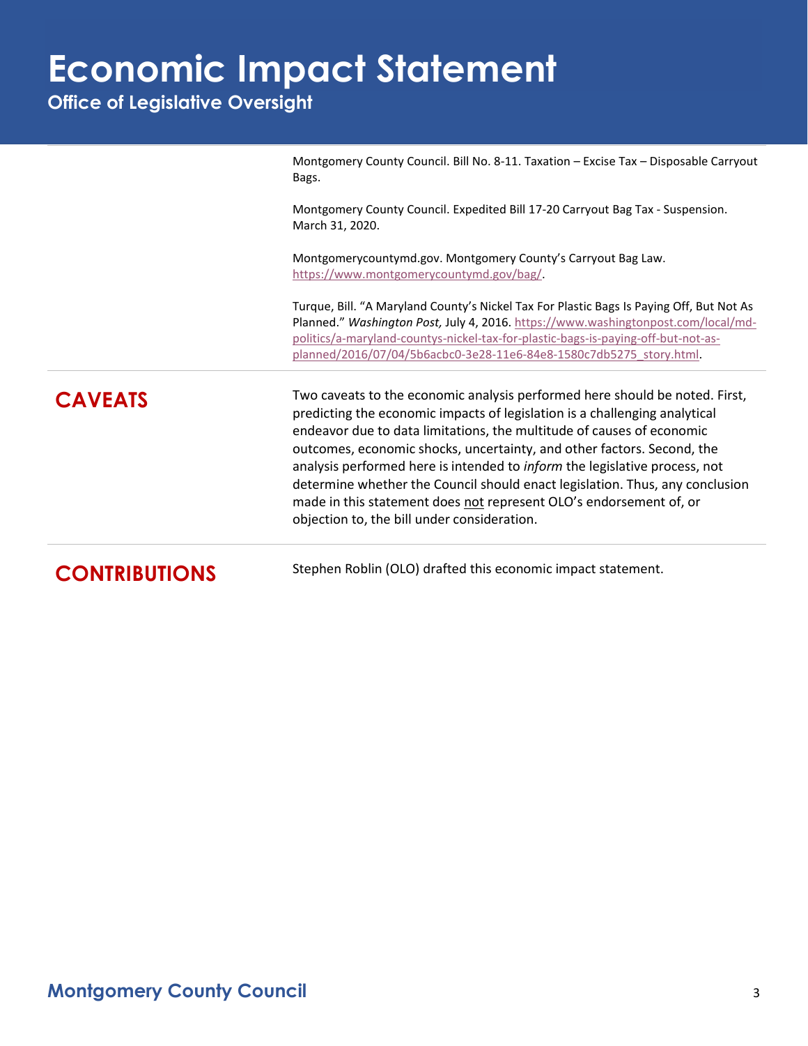Montgomery County Council. Bill No. 8-11. Taxation – Excise Tax – Disposable Carryout Bags.

Montgomery County Council. Expedited Bill 17-20 Carryout Bag Tax - Suspension. March 31, 2020.

Montgomerycountymd.gov. Montgomery County's Carryout Bag Law. https://www.montgomerycountymd.gov/bag/.

Turque, Bill. "A Maryland County's Nickel Tax For Plastic Bags Is Paying Off, But Not As Planned." *Washington Post,* July 4, 2016. https://www.washingtonpost.com/local/md-politics/a-maryland-countys-nickel-tax-for-plastic-bags-is-paying-off-but-not-as-planned/2016/07/04/5b6acbc0-3e28-11e6-84e8-1580c7db5275_story.html.

## CAVEATS

Two caveats to the economic analysis performed here should be noted. First, predicting the economic impacts of legislation is a challenging analytical endeavor due to data limitations, the multitude of causes of economic outcomes, economic shocks, uncertainty, and other factors. Second, the analysis performed here is intended to *inform* the legislative process, not determine whether the Council should enact legislation. Thus, any conclusion made in this statement does not represent OLO's endorsement of, or objection to, the bill under consideration.

## CONTRIBUTIONS

Stephen Roblin (OLO) drafted this economic impact statement.